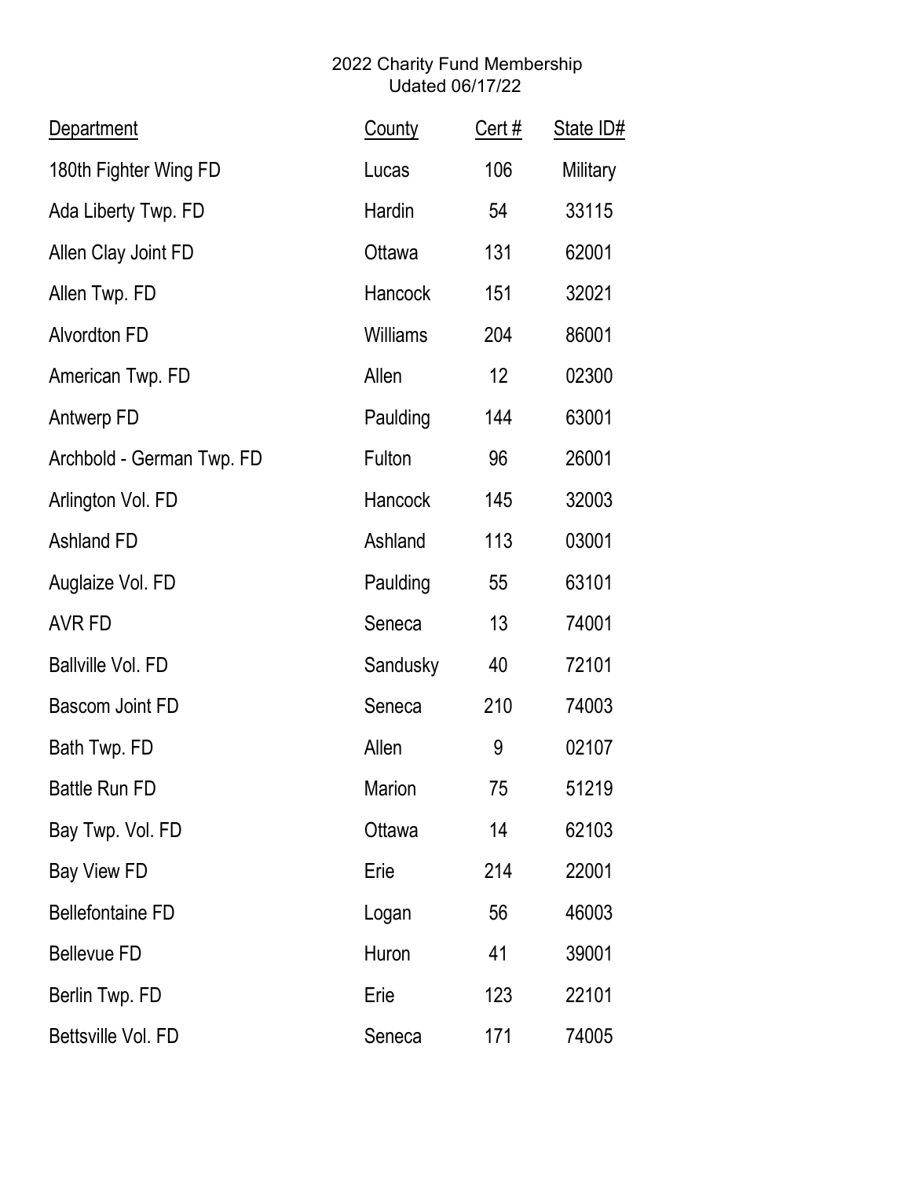# 2022 Charity Fund Membership
Udated 06/17/22

| Department | County | Cert # | State ID# |
|---|---|---|---|
| 180th Fighter Wing FD | Lucas | 106 | Military |
| Ada Liberty Twp. FD | Hardin | 54 | 33115 |
| Allen Clay Joint FD | Ottawa | 131 | 62001 |
| Allen Twp. FD | Hancock | 151 | 32021 |
| Alvordton FD | Williams | 204 | 86001 |
| American Twp. FD | Allen | 12 | 02300 |
| Antwerp FD | Paulding | 144 | 63001 |
| Archbold - German Twp. FD | Fulton | 96 | 26001 |
| Arlington Vol. FD | Hancock | 145 | 32003 |
| Ashland FD | Ashland | 113 | 03001 |
| Auglaize Vol. FD | Paulding | 55 | 63101 |
| AVR FD | Seneca | 13 | 74001 |
| Ballville Vol. FD | Sandusky | 40 | 72101 |
| Bascom Joint FD | Seneca | 210 | 74003 |
| Bath Twp. FD | Allen | 9 | 02107 |
| Battle Run FD | Marion | 75 | 51219 |
| Bay Twp. Vol. FD | Ottawa | 14 | 62103 |
| Bay View FD | Erie | 214 | 22001 |
| Bellefontaine FD | Logan | 56 | 46003 |
| Bellevue FD | Huron | 41 | 39001 |
| Berlin Twp. FD | Erie | 123 | 22101 |
| Bettsville Vol. FD | Seneca | 171 | 74005 |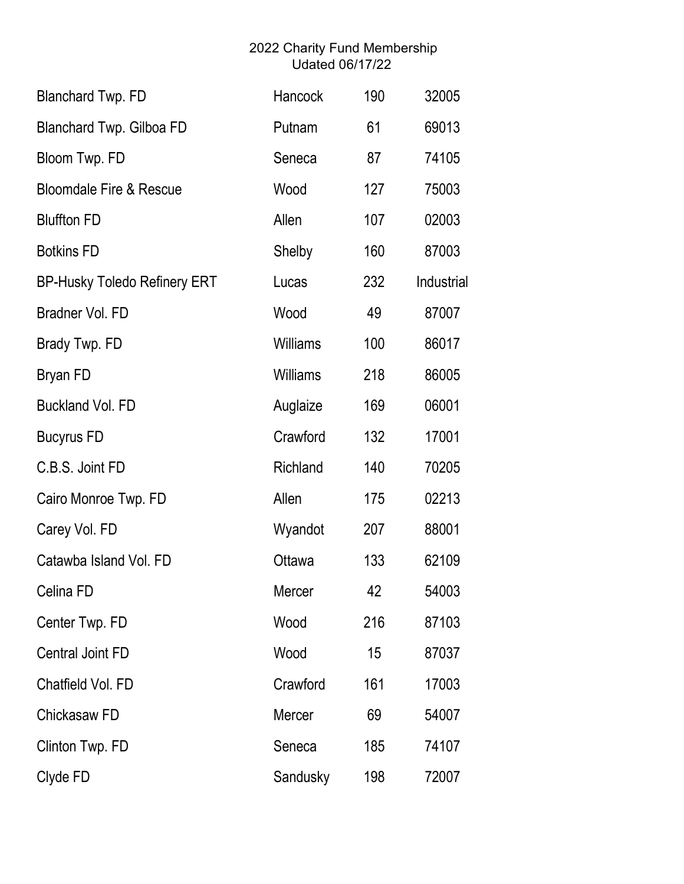2022 Charity Fund Membership
Udated 06/17/22

| | | | |
|---|---|---|---|
| Blanchard Twp. FD | Hancock | 190 | 32005 |
| Blanchard Twp. Gilboa FD | Putnam | 61 | 69013 |
| Bloom Twp. FD | Seneca | 87 | 74105 |
| Bloomdale Fire & Rescue | Wood | 127 | 75003 |
| Bluffton FD | Allen | 107 | 02003 |
| Botkins FD | Shelby | 160 | 87003 |
| BP-Husky Toledo Refinery ERT | Lucas | 232 | Industrial |
| Bradner Vol. FD | Wood | 49 | 87007 |
| Brady Twp. FD | Williams | 100 | 86017 |
| Bryan FD | Williams | 218 | 86005 |
| Buckland Vol. FD | Auglaize | 169 | 06001 |
| Bucyrus FD | Crawford | 132 | 17001 |
| C.B.S. Joint FD | Richland | 140 | 70205 |
| Cairo Monroe Twp. FD | Allen | 175 | 02213 |
| Carey Vol. FD | Wyandot | 207 | 88001 |
| Catawba Island Vol. FD | Ottawa | 133 | 62109 |
| Celina FD | Mercer | 42 | 54003 |
| Center Twp. FD | Wood | 216 | 87103 |
| Central Joint FD | Wood | 15 | 87037 |
| Chatfield Vol. FD | Crawford | 161 | 17003 |
| Chickasaw FD | Mercer | 69 | 54007 |
| Clinton Twp. FD | Seneca | 185 | 74107 |
| Clyde FD | Sandusky | 198 | 72007 |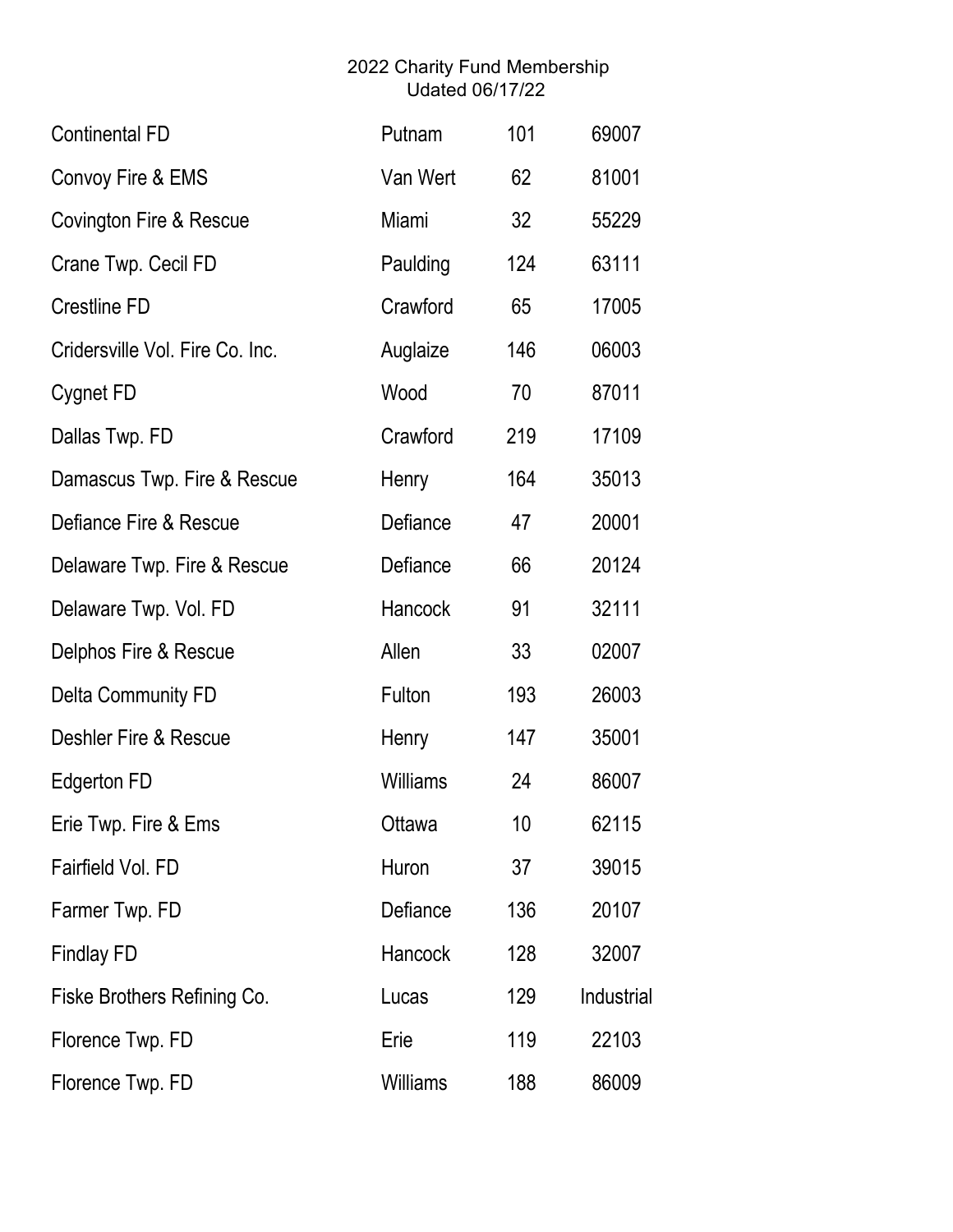2022 Charity Fund Membership
Udated 06/17/22

| | | | |
|---|---|---|---|
| Continental FD | Putnam | 101 | 69007 |
| Convoy Fire & EMS | Van Wert | 62 | 81001 |
| Covington Fire & Rescue | Miami | 32 | 55229 |
| Crane Twp. Cecil FD | Paulding | 124 | 63111 |
| Crestline FD | Crawford | 65 | 17005 |
| Cridersville Vol. Fire Co. Inc. | Auglaize | 146 | 06003 |
| Cygnet FD | Wood | 70 | 87011 |
| Dallas Twp. FD | Crawford | 219 | 17109 |
| Damascus Twp. Fire & Rescue | Henry | 164 | 35013 |
| Defiance Fire & Rescue | Defiance | 47 | 20001 |
| Delaware Twp. Fire & Rescue | Defiance | 66 | 20124 |
| Delaware Twp. Vol. FD | Hancock | 91 | 32111 |
| Delphos Fire & Rescue | Allen | 33 | 02007 |
| Delta Community FD | Fulton | 193 | 26003 |
| Deshler Fire & Rescue | Henry | 147 | 35001 |
| Edgerton FD | Williams | 24 | 86007 |
| Erie Twp. Fire & Ems | Ottawa | 10 | 62115 |
| Fairfield Vol. FD | Huron | 37 | 39015 |
| Farmer Twp. FD | Defiance | 136 | 20107 |
| Findlay FD | Hancock | 128 | 32007 |
| Fiske Brothers Refining Co. | Lucas | 129 | Industrial |
| Florence Twp. FD | Erie | 119 | 22103 |
| Florence Twp. FD | Williams | 188 | 86009 |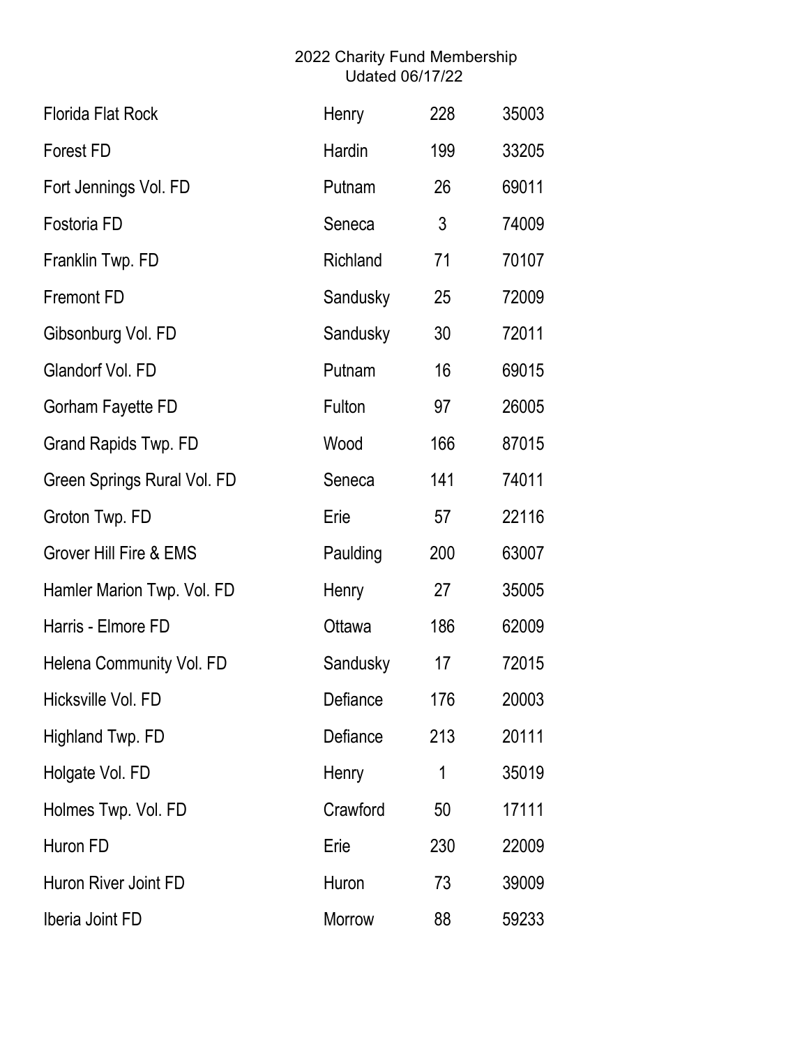2022 Charity Fund Membership
Udated 06/17/22

| | | | |
|---|---|---|---|
| Florida Flat Rock | Henry | 228 | 35003 |
| Forest FD | Hardin | 199 | 33205 |
| Fort Jennings Vol. FD | Putnam | 26 | 69011 |
| Fostoria FD | Seneca | 3 | 74009 |
| Franklin Twp. FD | Richland | 71 | 70107 |
| Fremont FD | Sandusky | 25 | 72009 |
| Gibsonburg Vol. FD | Sandusky | 30 | 72011 |
| Glandorf Vol. FD | Putnam | 16 | 69015 |
| Gorham Fayette FD | Fulton | 97 | 26005 |
| Grand Rapids Twp. FD | Wood | 166 | 87015 |
| Green Springs Rural Vol. FD | Seneca | 141 | 74011 |
| Groton Twp. FD | Erie | 57 | 22116 |
| Grover Hill Fire & EMS | Paulding | 200 | 63007 |
| Hamler Marion Twp. Vol. FD | Henry | 27 | 35005 |
| Harris - Elmore FD | Ottawa | 186 | 62009 |
| Helena Community Vol. FD | Sandusky | 17 | 72015 |
| Hicksville Vol. FD | Defiance | 176 | 20003 |
| Highland Twp. FD | Defiance | 213 | 20111 |
| Holgate Vol. FD | Henry | 1 | 35019 |
| Holmes Twp. Vol. FD | Crawford | 50 | 17111 |
| Huron FD | Erie | 230 | 22009 |
| Huron River Joint FD | Huron | 73 | 39009 |
| Iberia Joint FD | Morrow | 88 | 59233 |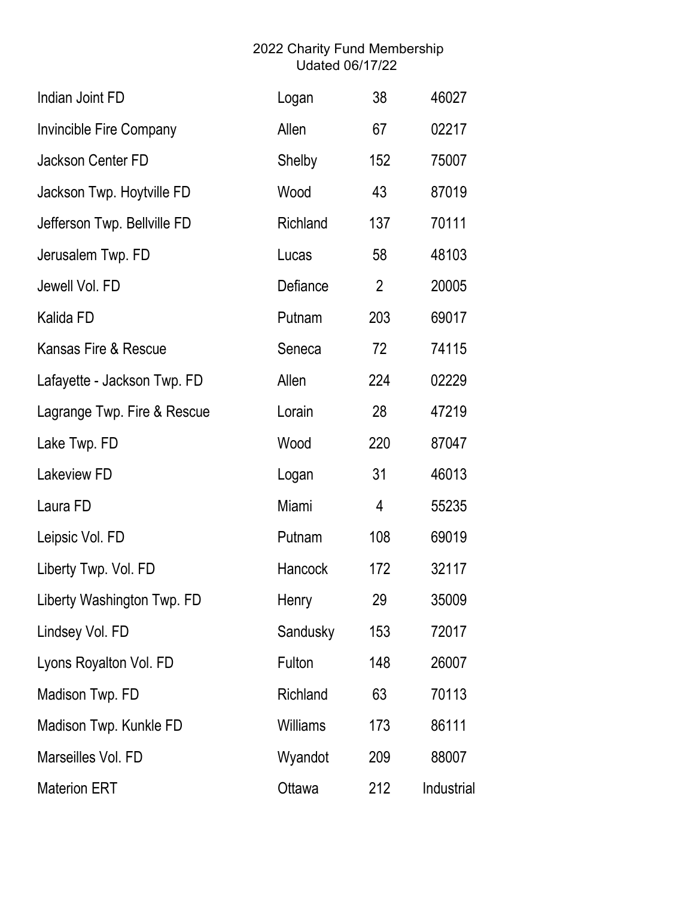2022 Charity Fund Membership
Udated 06/17/22

| | | | |
|---|---|---|---|
| Indian Joint FD | Logan | 38 | 46027 |
| Invincible Fire Company | Allen | 67 | 02217 |
| Jackson Center FD | Shelby | 152 | 75007 |
| Jackson Twp. Hoytville FD | Wood | 43 | 87019 |
| Jefferson Twp. Bellville FD | Richland | 137 | 70111 |
| Jerusalem Twp. FD | Lucas | 58 | 48103 |
| Jewell Vol. FD | Defiance | 2 | 20005 |
| Kalida FD | Putnam | 203 | 69017 |
| Kansas Fire & Rescue | Seneca | 72 | 74115 |
| Lafayette - Jackson Twp. FD | Allen | 224 | 02229 |
| Lagrange Twp. Fire & Rescue | Lorain | 28 | 47219 |
| Lake Twp. FD | Wood | 220 | 87047 |
| Lakeview FD | Logan | 31 | 46013 |
| Laura FD | Miami | 4 | 55235 |
| Leipsic Vol. FD | Putnam | 108 | 69019 |
| Liberty Twp. Vol. FD | Hancock | 172 | 32117 |
| Liberty Washington Twp. FD | Henry | 29 | 35009 |
| Lindsey Vol. FD | Sandusky | 153 | 72017 |
| Lyons Royalton Vol. FD | Fulton | 148 | 26007 |
| Madison Twp. FD | Richland | 63 | 70113 |
| Madison Twp. Kunkle FD | Williams | 173 | 86111 |
| Marseilles Vol. FD | Wyandot | 209 | 88007 |
| Materion ERT | Ottawa | 212 | Industrial |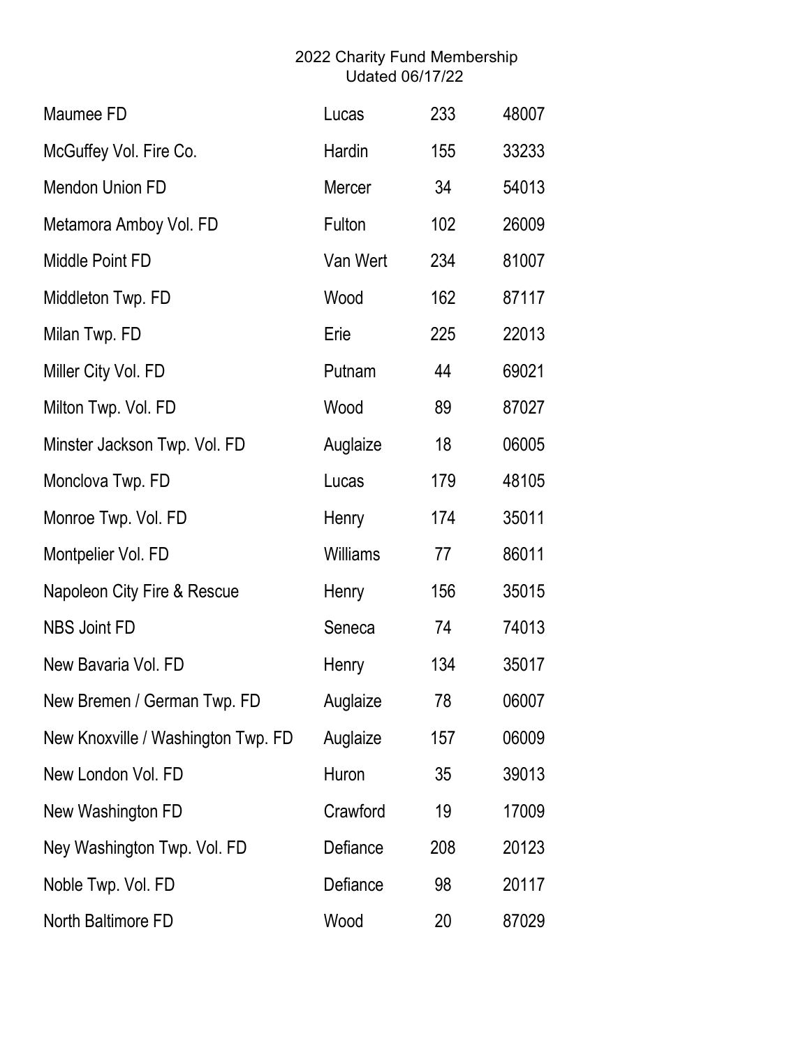2022 Charity Fund Membership
Udated 06/17/22

| | | | |
|---|---|---|---|
| Maumee FD | Lucas | 233 | 48007 |
| McGuffey Vol. Fire Co. | Hardin | 155 | 33233 |
| Mendon Union FD | Mercer | 34 | 54013 |
| Metamora Amboy Vol. FD | Fulton | 102 | 26009 |
| Middle Point FD | Van Wert | 234 | 81007 |
| Middleton Twp. FD | Wood | 162 | 87117 |
| Milan Twp. FD | Erie | 225 | 22013 |
| Miller City Vol. FD | Putnam | 44 | 69021 |
| Milton Twp. Vol. FD | Wood | 89 | 87027 |
| Minster Jackson Twp. Vol. FD | Auglaize | 18 | 06005 |
| Monclova Twp. FD | Lucas | 179 | 48105 |
| Monroe Twp. Vol. FD | Henry | 174 | 35011 |
| Montpelier Vol. FD | Williams | 77 | 86011 |
| Napoleon City Fire & Rescue | Henry | 156 | 35015 |
| NBS Joint FD | Seneca | 74 | 74013 |
| New Bavaria Vol. FD | Henry | 134 | 35017 |
| New Bremen / German Twp. FD | Auglaize | 78 | 06007 |
| New Knoxville / Washington Twp. FD | Auglaize | 157 | 06009 |
| New London Vol. FD | Huron | 35 | 39013 |
| New Washington FD | Crawford | 19 | 17009 |
| Ney Washington Twp. Vol. FD | Defiance | 208 | 20123 |
| Noble Twp. Vol. FD | Defiance | 98 | 20117 |
| North Baltimore FD | Wood | 20 | 87029 |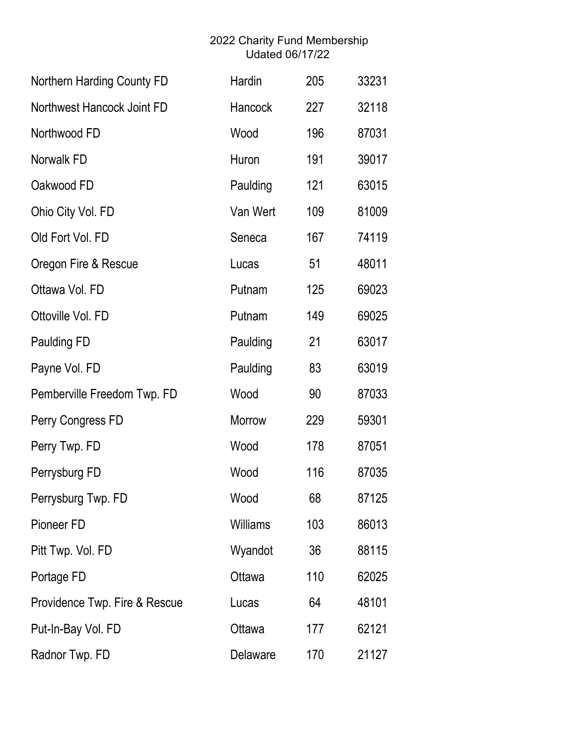2022 Charity Fund Membership
Udated 06/17/22

| | | | |
|---|---|---|---|
| Northern Harding County FD | Hardin | 205 | 33231 |
| Northwest Hancock Joint FD | Hancock | 227 | 32118 |
| Northwood FD | Wood | 196 | 87031 |
| Norwalk FD | Huron | 191 | 39017 |
| Oakwood FD | Paulding | 121 | 63015 |
| Ohio City Vol. FD | Van Wert | 109 | 81009 |
| Old Fort Vol. FD | Seneca | 167 | 74119 |
| Oregon Fire & Rescue | Lucas | 51 | 48011 |
| Ottawa Vol. FD | Putnam | 125 | 69023 |
| Ottoville Vol. FD | Putnam | 149 | 69025 |
| Paulding FD | Paulding | 21 | 63017 |
| Payne Vol. FD | Paulding | 83 | 63019 |
| Pemberville Freedom Twp. FD | Wood | 90 | 87033 |
| Perry Congress FD | Morrow | 229 | 59301 |
| Perry Twp. FD | Wood | 178 | 87051 |
| Perrysburg FD | Wood | 116 | 87035 |
| Perrysburg Twp. FD | Wood | 68 | 87125 |
| Pioneer FD | Williams | 103 | 86013 |
| Pitt Twp. Vol. FD | Wyandot | 36 | 88115 |
| Portage FD | Ottawa | 110 | 62025 |
| Providence Twp. Fire & Rescue | Lucas | 64 | 48101 |
| Put-In-Bay Vol. FD | Ottawa | 177 | 62121 |
| Radnor Twp. FD | Delaware | 170 | 21127 |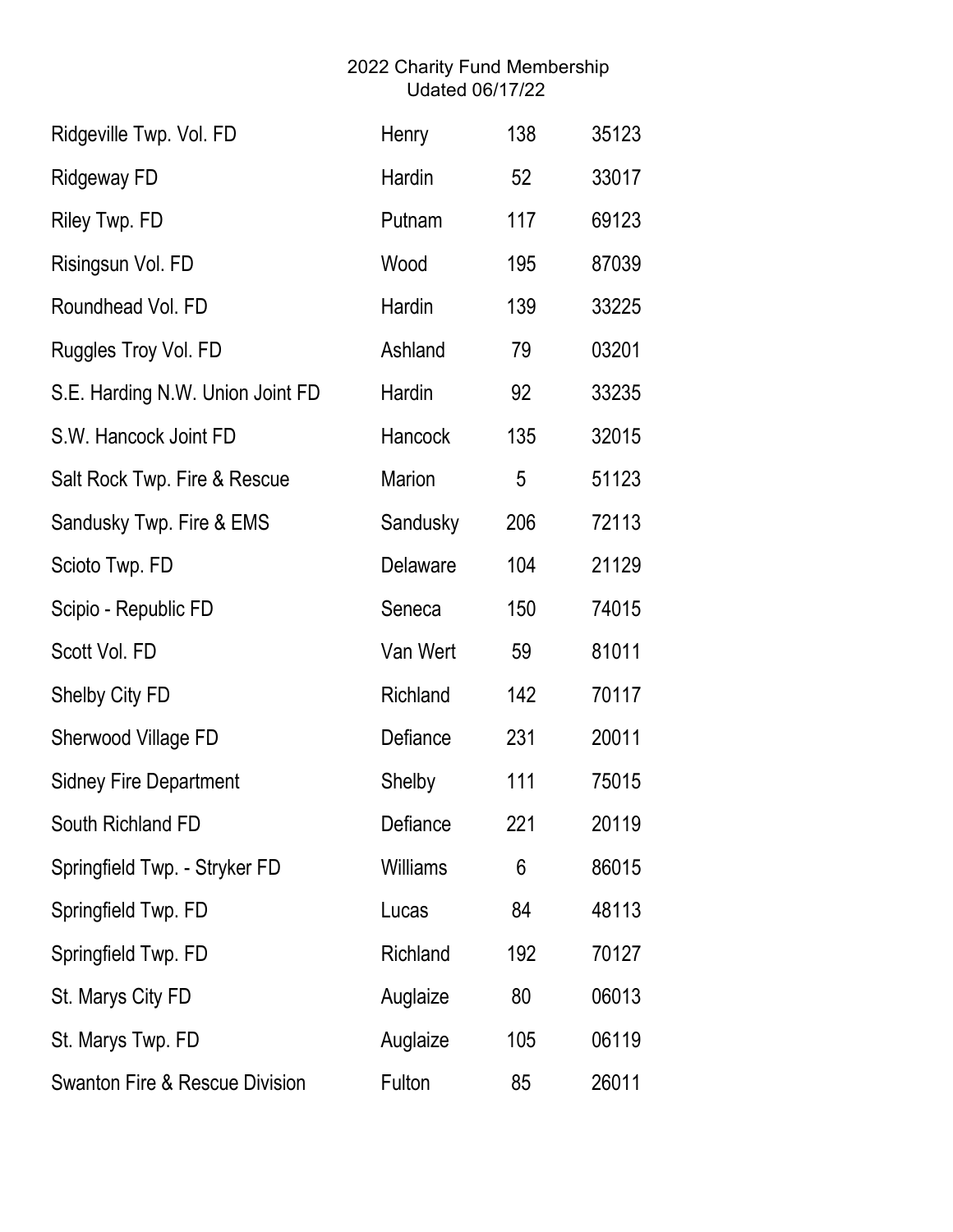2022 Charity Fund Membership
Udated 06/17/22

| | | | |
|---|---|---|---|
| Ridgeville Twp. Vol. FD | Henry | 138 | 35123 |
| Ridgeway FD | Hardin | 52 | 33017 |
| Riley Twp. FD | Putnam | 117 | 69123 |
| Risingsun Vol. FD | Wood | 195 | 87039 |
| Roundhead Vol. FD | Hardin | 139 | 33225 |
| Ruggles Troy Vol. FD | Ashland | 79 | 03201 |
| S.E. Harding N.W. Union Joint FD | Hardin | 92 | 33235 |
| S.W. Hancock Joint FD | Hancock | 135 | 32015 |
| Salt Rock Twp. Fire & Rescue | Marion | 5 | 51123 |
| Sandusky Twp. Fire & EMS | Sandusky | 206 | 72113 |
| Scioto Twp. FD | Delaware | 104 | 21129 |
| Scipio - Republic FD | Seneca | 150 | 74015 |
| Scott Vol. FD | Van Wert | 59 | 81011 |
| Shelby City FD | Richland | 142 | 70117 |
| Sherwood Village FD | Defiance | 231 | 20011 |
| Sidney Fire Department | Shelby | 111 | 75015 |
| South Richland FD | Defiance | 221 | 20119 |
| Springfield Twp. - Stryker FD | Williams | 6 | 86015 |
| Springfield Twp. FD | Lucas | 84 | 48113 |
| Springfield Twp. FD | Richland | 192 | 70127 |
| St. Marys City FD | Auglaize | 80 | 06013 |
| St. Marys Twp. FD | Auglaize | 105 | 06119 |
| Swanton Fire & Rescue Division | Fulton | 85 | 26011 |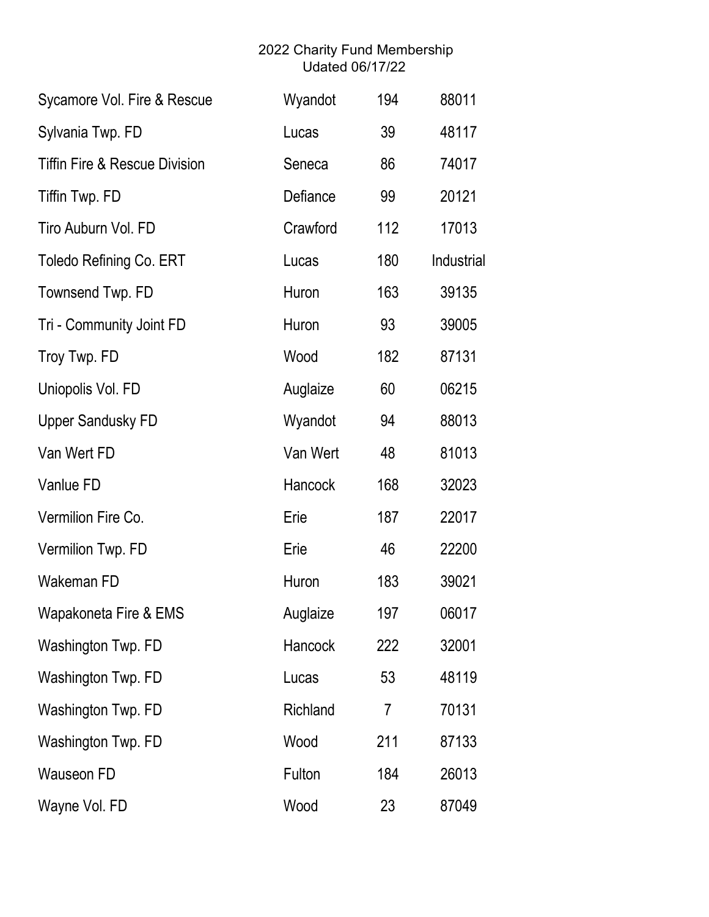2022 Charity Fund Membership
Udated 06/17/22

| | | | |
|---|---|---|---|
| Sycamore Vol. Fire & Rescue | Wyandot | 194 | 88011 |
| Sylvania Twp. FD | Lucas | 39 | 48117 |
| Tiffin Fire & Rescue Division | Seneca | 86 | 74017 |
| Tiffin Twp. FD | Defiance | 99 | 20121 |
| Tiro Auburn Vol. FD | Crawford | 112 | 17013 |
| Toledo Refining Co. ERT | Lucas | 180 | Industrial |
| Townsend Twp. FD | Huron | 163 | 39135 |
| Tri - Community Joint FD | Huron | 93 | 39005 |
| Troy Twp. FD | Wood | 182 | 87131 |
| Uniopolis Vol. FD | Auglaize | 60 | 06215 |
| Upper Sandusky FD | Wyandot | 94 | 88013 |
| Van Wert FD | Van Wert | 48 | 81013 |
| Vanlue FD | Hancock | 168 | 32023 |
| Vermilion Fire Co. | Erie | 187 | 22017 |
| Vermilion Twp. FD | Erie | 46 | 22200 |
| Wakeman FD | Huron | 183 | 39021 |
| Wapakoneta Fire & EMS | Auglaize | 197 | 06017 |
| Washington Twp. FD | Hancock | 222 | 32001 |
| Washington Twp. FD | Lucas | 53 | 48119 |
| Washington Twp. FD | Richland | 7 | 70131 |
| Washington Twp. FD | Wood | 211 | 87133 |
| Wauseon FD | Fulton | 184 | 26013 |
| Wayne Vol. FD | Wood | 23 | 87049 |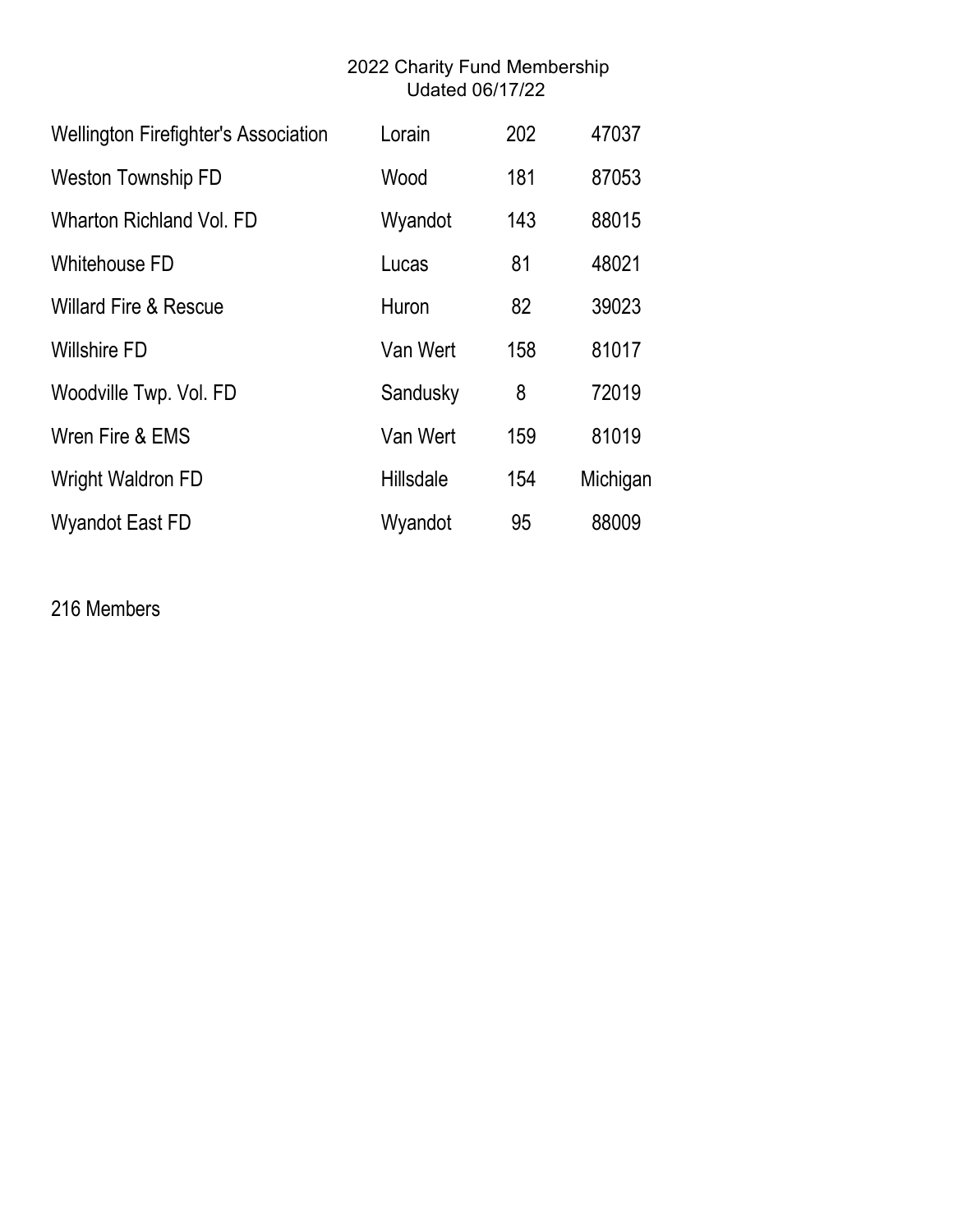2022 Charity Fund Membership
Udated 06/17/22

| | | | |
|---|---|---|---|
| Wellington Firefighter's Association | Lorain | 202 | 47037 |
| Weston Township FD | Wood | 181 | 87053 |
| Wharton Richland Vol. FD | Wyandot | 143 | 88015 |
| Whitehouse FD | Lucas | 81 | 48021 |
| Willard Fire & Rescue | Huron | 82 | 39023 |
| Willshire FD | Van Wert | 158 | 81017 |
| Woodville Twp. Vol. FD | Sandusky | 8 | 72019 |
| Wren Fire & EMS | Van Wert | 159 | 81019 |
| Wright Waldron FD | Hillsdale | 154 | Michigan |
| Wyandot East FD | Wyandot | 95 | 88009 |

216 Members